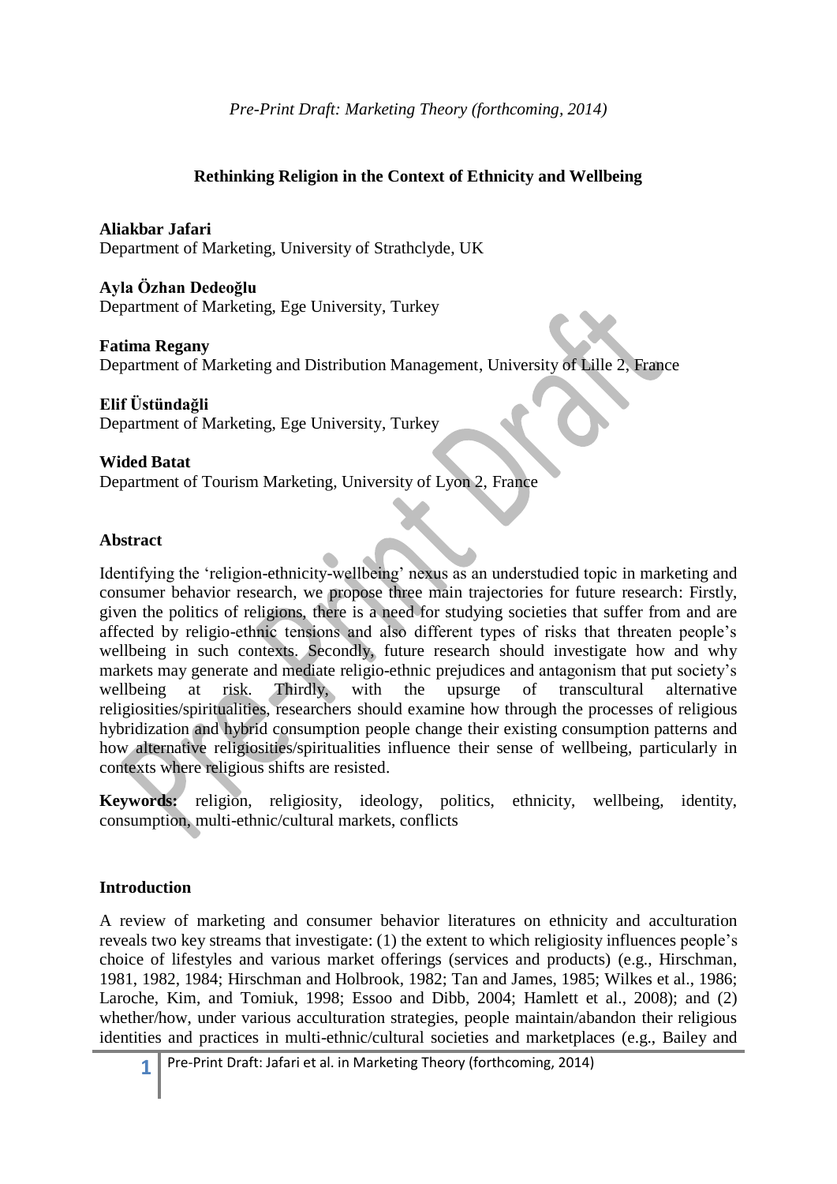*Pre-Print Draft: Marketing Theory (forthcoming, 2014)*

# Rethinking Religion in the Context of Ethnicity and Wellbeing

**Aliakbar Jafari**
Department of Marketing, University of Strathclyde, UK

**Ayla Özhan Dedeoğlu**
Department of Marketing, Ege University, Turkey

**Fatima Regany**
Department of Marketing and Distribution Management, University of Lille 2, France

**Elif Üstündağli**
Department of Marketing, Ege University, Turkey

**Wided Batat**
Department of Tourism Marketing, University of Lyon 2, France

## Abstract

Identifying the 'religion-ethnicity-wellbeing' nexus as an understudied topic in marketing and consumer behavior research, we propose three main trajectories for future research: Firstly, given the politics of religions, there is a need for studying societies that suffer from and are affected by religio-ethnic tensions and also different types of risks that threaten people's wellbeing in such contexts. Secondly, future research should investigate how and why markets may generate and mediate religio-ethnic prejudices and antagonism that put society's wellbeing at risk. Thirdly, with the upsurge of transcultural alternative religiosities/spiritualities, researchers should examine how through the processes of religious hybridization and hybrid consumption people change their existing consumption patterns and how alternative religiosities/spiritualities influence their sense of wellbeing, particularly in contexts where religious shifts are resisted.

**Keywords:** religion, religiosity, ideology, politics, ethnicity, wellbeing, identity, consumption, multi-ethnic/cultural markets, conflicts

## Introduction

A review of marketing and consumer behavior literatures on ethnicity and acculturation reveals two key streams that investigate: (1) the extent to which religiosity influences people's choice of lifestyles and various market offerings (services and products) (e.g., Hirschman, 1981, 1982, 1984; Hirschman and Holbrook, 1982; Tan and James, 1985; Wilkes et al., 1986; Laroche, Kim, and Tomiuk, 1998; Essoo and Dibb, 2004; Hamlett et al., 2008); and (2) whether/how, under various acculturation strategies, people maintain/abandon their religious identities and practices in multi-ethnic/cultural societies and marketplaces (e.g., Bailey and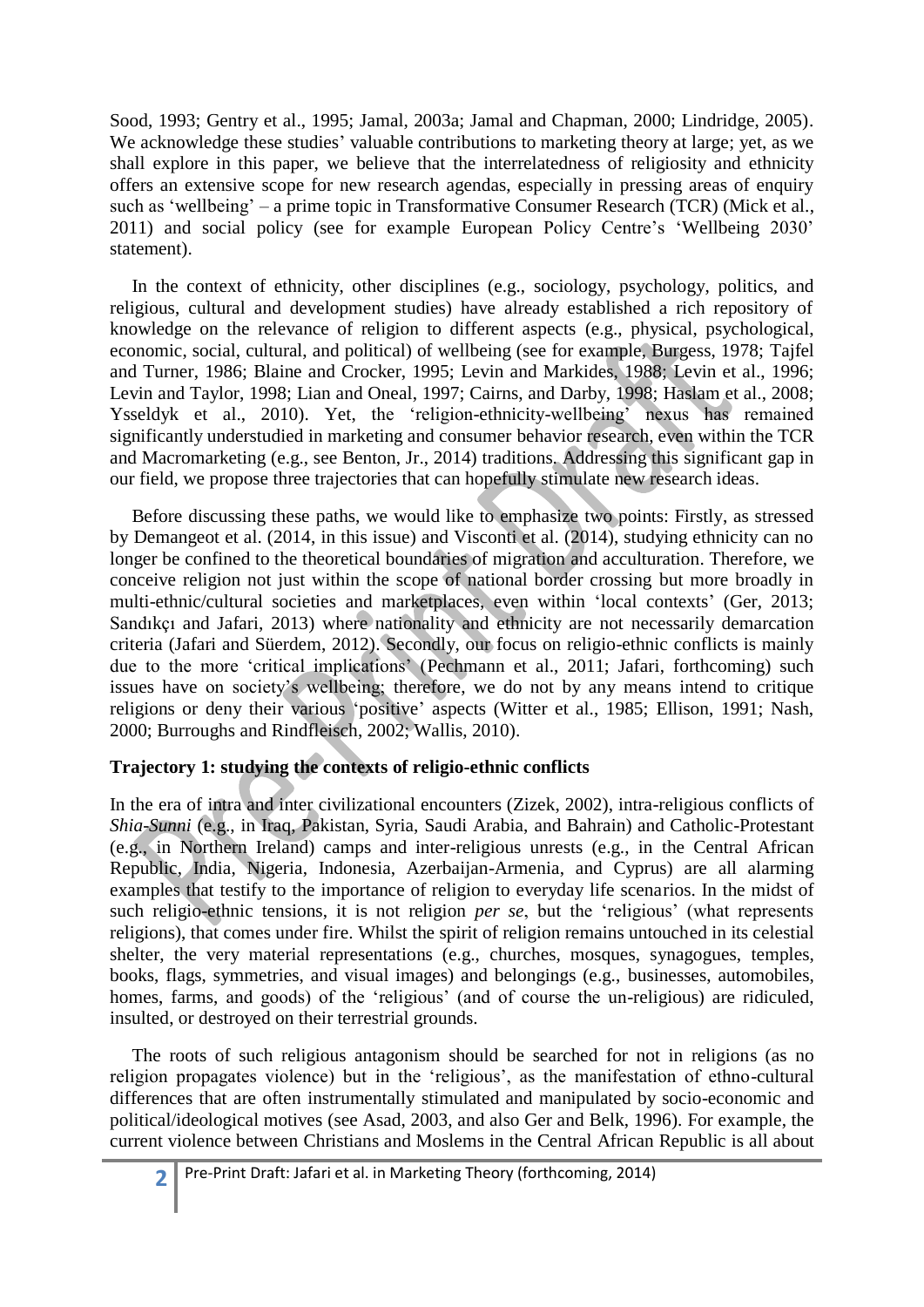Sood, 1993; Gentry et al., 1995; Jamal, 2003a; Jamal and Chapman, 2000; Lindridge, 2005). We acknowledge these studies' valuable contributions to marketing theory at large; yet, as we shall explore in this paper, we believe that the interrelatedness of religiosity and ethnicity offers an extensive scope for new research agendas, especially in pressing areas of enquiry such as 'wellbeing' – a prime topic in Transformative Consumer Research (TCR) (Mick et al., 2011) and social policy (see for example European Policy Centre's 'Wellbeing 2030' statement).

In the context of ethnicity, other disciplines (e.g., sociology, psychology, politics, and religious, cultural and development studies) have already established a rich repository of knowledge on the relevance of religion to different aspects (e.g., physical, psychological, economic, social, cultural, and political) of wellbeing (see for example, Burgess, 1978; Tajfel and Turner, 1986; Blaine and Crocker, 1995; Levin and Markides, 1988; Levin et al., 1996; Levin and Taylor, 1998; Lian and Oneal, 1997; Cairns, and Darby, 1998; Haslam et al., 2008; Ysseldyk et al., 2010). Yet, the 'religion-ethnicity-wellbeing' nexus has remained significantly understudied in marketing and consumer behavior research, even within the TCR and Macromarketing (e.g., see Benton, Jr., 2014) traditions. Addressing this significant gap in our field, we propose three trajectories that can hopefully stimulate new research ideas.

Before discussing these paths, we would like to emphasize two points: Firstly, as stressed by Demangeot et al. (2014, in this issue) and Visconti et al. (2014), studying ethnicity can no longer be confined to the theoretical boundaries of migration and acculturation. Therefore, we conceive religion not just within the scope of national border crossing but more broadly in multi-ethnic/cultural societies and marketplaces, even within 'local contexts' (Ger, 2013; Sandıkçı and Jafari, 2013) where nationality and ethnicity are not necessarily demarcation criteria (Jafari and Süerdem, 2012). Secondly, our focus on religio-ethnic conflicts is mainly due to the more 'critical implications' (Pechmann et al., 2011; Jafari, forthcoming) such issues have on society's wellbeing; therefore, we do not by any means intend to critique religions or deny their various 'positive' aspects (Witter et al., 1985; Ellison, 1991; Nash, 2000; Burroughs and Rindfleisch, 2002; Wallis, 2010).

**Trajectory 1: studying the contexts of religio-ethnic conflicts**

In the era of intra and inter civilizational encounters (Zizek, 2002), intra-religious conflicts of *Shia-Sunni* (e.g., in Iraq, Pakistan, Syria, Saudi Arabia, and Bahrain) and Catholic-Protestant (e.g., in Northern Ireland) camps and inter-religious unrests (e.g., in the Central African Republic, India, Nigeria, Indonesia, Azerbaijan-Armenia, and Cyprus) are all alarming examples that testify to the importance of religion to everyday life scenarios. In the midst of such religio-ethnic tensions, it is not religion *per se*, but the 'religious' (what represents religions), that comes under fire. Whilst the spirit of religion remains untouched in its celestial shelter, the very material representations (e.g., churches, mosques, synagogues, temples, books, flags, symmetries, and visual images) and belongings (e.g., businesses, automobiles, homes, farms, and goods) of the 'religious' (and of course the un-religious) are ridiculed, insulted, or destroyed on their terrestrial grounds.

The roots of such religious antagonism should be searched for not in religions (as no religion propagates violence) but in the 'religious', as the manifestation of ethno-cultural differences that are often instrumentally stimulated and manipulated by socio-economic and political/ideological motives (see Asad, 2003, and also Ger and Belk, 1996). For example, the current violence between Christians and Moslems in the Central African Republic is all about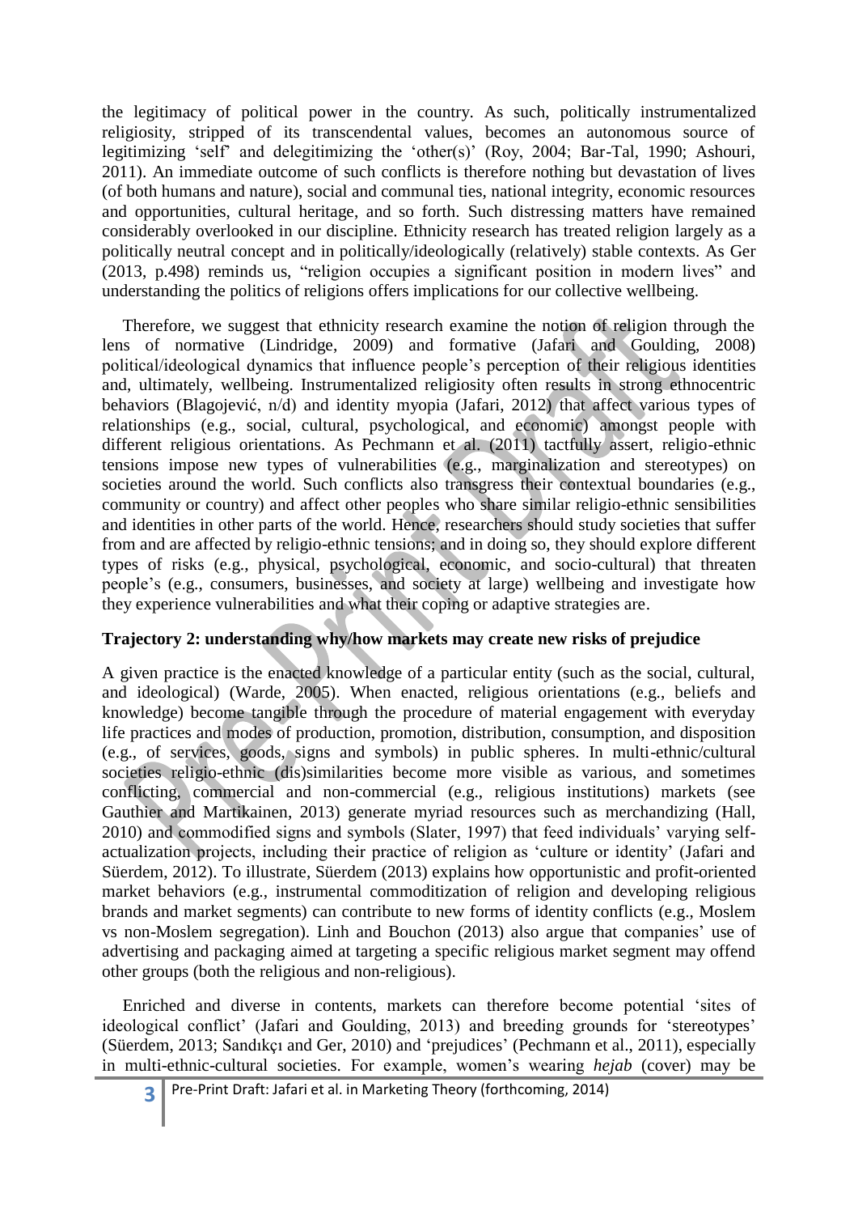the legitimacy of political power in the country. As such, politically instrumentalized religiosity, stripped of its transcendental values, becomes an autonomous source of legitimizing 'self' and delegitimizing the 'other(s)' (Roy, 2004; Bar-Tal, 1990; Ashouri, 2011). An immediate outcome of such conflicts is therefore nothing but devastation of lives (of both humans and nature), social and communal ties, national integrity, economic resources and opportunities, cultural heritage, and so forth. Such distressing matters have remained considerably overlooked in our discipline. Ethnicity research has treated religion largely as a politically neutral concept and in politically/ideologically (relatively) stable contexts. As Ger (2013, p.498) reminds us, "religion occupies a significant position in modern lives" and understanding the politics of religions offers implications for our collective wellbeing.

Therefore, we suggest that ethnicity research examine the notion of religion through the lens of normative (Lindridge, 2009) and formative (Jafari and Goulding, 2008) political/ideological dynamics that influence people's perception of their religious identities and, ultimately, wellbeing. Instrumentalized religiosity often results in strong ethnocentric behaviors (Blagojević, n/d) and identity myopia (Jafari, 2012) that affect various types of relationships (e.g., social, cultural, psychological, and economic) amongst people with different religious orientations. As Pechmann et al. (2011) tactfully assert, religio-ethnic tensions impose new types of vulnerabilities (e.g., marginalization and stereotypes) on societies around the world. Such conflicts also transgress their contextual boundaries (e.g., community or country) and affect other peoples who share similar religio-ethnic sensibilities and identities in other parts of the world. Hence, researchers should study societies that suffer from and are affected by religio-ethnic tensions; and in doing so, they should explore different types of risks (e.g., physical, psychological, economic, and socio-cultural) that threaten people's (e.g., consumers, businesses, and society at large) wellbeing and investigate how they experience vulnerabilities and what their coping or adaptive strategies are.

**Trajectory 2: understanding why/how markets may create new risks of prejudice**

A given practice is the enacted knowledge of a particular entity (such as the social, cultural, and ideological) (Warde, 2005). When enacted, religious orientations (e.g., beliefs and knowledge) become tangible through the procedure of material engagement with everyday life practices and modes of production, promotion, distribution, consumption, and disposition (e.g., of services, goods, signs and symbols) in public spheres. In multi-ethnic/cultural societies religio-ethnic (dis)similarities become more visible as various, and sometimes conflicting, commercial and non-commercial (e.g., religious institutions) markets (see Gauthier and Martikainen, 2013) generate myriad resources such as merchandizing (Hall, 2010) and commodified signs and symbols (Slater, 1997) that feed individuals' varying self-actualization projects, including their practice of religion as 'culture or identity' (Jafari and Süerdem, 2012). To illustrate, Süerdem (2013) explains how opportunistic and profit-oriented market behaviors (e.g., instrumental commoditization of religion and developing religious brands and market segments) can contribute to new forms of identity conflicts (e.g., Moslem vs non-Moslem segregation). Linh and Bouchon (2013) also argue that companies' use of advertising and packaging aimed at targeting a specific religious market segment may offend other groups (both the religious and non-religious).

Enriched and diverse in contents, markets can therefore become potential 'sites of ideological conflict' (Jafari and Goulding, 2013) and breeding grounds for 'stereotypes' (Süerdem, 2013; Sandıkçı and Ger, 2010) and 'prejudices' (Pechmann et al., 2011), especially in multi-ethnic-cultural societies. For example, women's wearing *hejab* (cover) may be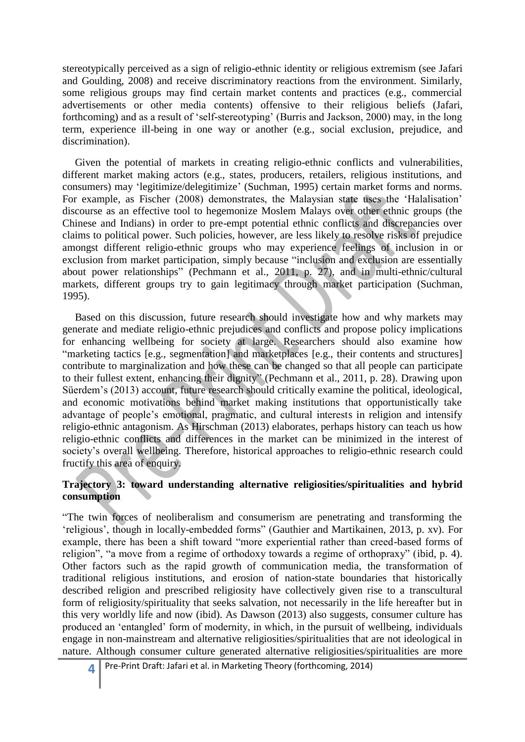stereotypically perceived as a sign of religio-ethnic identity or religious extremism (see Jafari and Goulding, 2008) and receive discriminatory reactions from the environment. Similarly, some religious groups may find certain market contents and practices (e.g., commercial advertisements or other media contents) offensive to their religious beliefs (Jafari, forthcoming) and as a result of 'self-stereotyping' (Burris and Jackson, 2000) may, in the long term, experience ill-being in one way or another (e.g., social exclusion, prejudice, and discrimination).

Given the potential of markets in creating religio-ethnic conflicts and vulnerabilities, different market making actors (e.g., states, producers, retailers, religious institutions, and consumers) may 'legitimize/delegitimize' (Suchman, 1995) certain market forms and norms. For example, as Fischer (2008) demonstrates, the Malaysian state uses the 'Halalisation' discourse as an effective tool to hegemonize Moslem Malays over other ethnic groups (the Chinese and Indians) in order to pre-empt potential ethnic conflicts and discrepancies over claims to political power. Such policies, however, are less likely to resolve risks of prejudice amongst different religio-ethnic groups who may experience feelings of inclusion in or exclusion from market participation, simply because "inclusion and exclusion are essentially about power relationships" (Pechmann et al., 2011, p. 27), and in multi-ethnic/cultural markets, different groups try to gain legitimacy through market participation (Suchman, 1995).

Based on this discussion, future research should investigate how and why markets may generate and mediate religio-ethnic prejudices and conflicts and propose policy implications for enhancing wellbeing for society at large. Researchers should also examine how "marketing tactics [e.g., segmentation] and marketplaces [e.g., their contents and structures] contribute to marginalization and how these can be changed so that all people can participate to their fullest extent, enhancing their dignity" (Pechmann et al., 2011, p. 28). Drawing upon Süerdem's (2013) account, future research should critically examine the political, ideological, and economic motivations behind market making institutions that opportunistically take advantage of people's emotional, pragmatic, and cultural interests in religion and intensify religio-ethnic antagonism. As Hirschman (2013) elaborates, perhaps history can teach us how religio-ethnic conflicts and differences in the market can be minimized in the interest of society's overall wellbeing. Therefore, historical approaches to religio-ethnic research could fructify this area of enquiry.

**Trajectory 3: toward understanding alternative religiosities/spiritualities and hybrid consumption**

"The twin forces of neoliberalism and consumerism are penetrating and transforming the 'religious', though in locally-embedded forms" (Gauthier and Martikainen, 2013, p. xv). For example, there has been a shift toward "more experiential rather than creed-based forms of religion", "a move from a regime of orthodoxy towards a regime of orthopraxy" (ibid, p. 4). Other factors such as the rapid growth of communication media, the transformation of traditional religious institutions, and erosion of nation-state boundaries that historically described religion and prescribed religiosity have collectively given rise to a transcultural form of religiosity/spirituality that seeks salvation, not necessarily in the life hereafter but in this very worldly life and now (ibid). As Dawson (2013) also suggests, consumer culture has produced an 'entangled' form of modernity, in which, in the pursuit of wellbeing, individuals engage in non-mainstream and alternative religiosities/spiritualities that are not ideological in nature. Although consumer culture generated alternative religiosities/spiritualities are more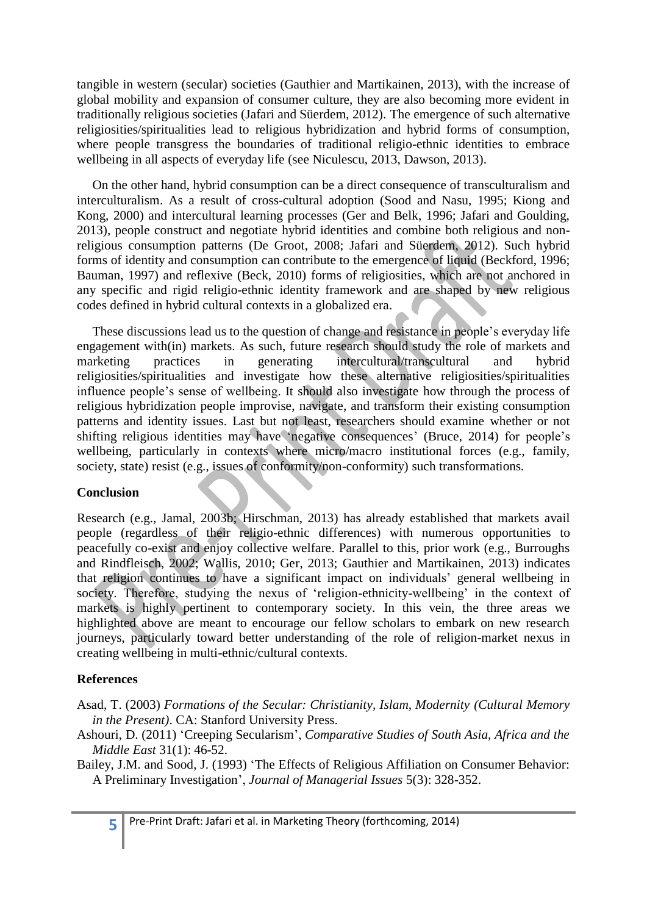tangible in western (secular) societies (Gauthier and Martikainen, 2013), with the increase of global mobility and expansion of consumer culture, they are also becoming more evident in traditionally religious societies (Jafari and Süerdem, 2012). The emergence of such alternative religiosities/spiritualities lead to religious hybridization and hybrid forms of consumption, where people transgress the boundaries of traditional religio-ethnic identities to embrace wellbeing in all aspects of everyday life (see Niculescu, 2013, Dawson, 2013).

On the other hand, hybrid consumption can be a direct consequence of transculturalism and interculturalism. As a result of cross-cultural adoption (Sood and Nasu, 1995; Kiong and Kong, 2000) and intercultural learning processes (Ger and Belk, 1996; Jafari and Goulding, 2013), people construct and negotiate hybrid identities and combine both religious and non-religious consumption patterns (De Groot, 2008; Jafari and Süerdem, 2012). Such hybrid forms of identity and consumption can contribute to the emergence of liquid (Beckford, 1996; Bauman, 1997) and reflexive (Beck, 2010) forms of religiosities, which are not anchored in any specific and rigid religio-ethnic identity framework and are shaped by new religious codes defined in hybrid cultural contexts in a globalized era.

These discussions lead us to the question of change and resistance in people's everyday life engagement with(in) markets. As such, future research should study the role of markets and marketing practices in generating intercultural/transcultural and hybrid religiosities/spiritualities and investigate how these alternative religiosities/spiritualities influence people's sense of wellbeing. It should also investigate how through the process of religious hybridization people improvise, navigate, and transform their existing consumption patterns and identity issues. Last but not least, researchers should examine whether or not shifting religious identities may have 'negative consequences' (Bruce, 2014) for people's wellbeing, particularly in contexts where micro/macro institutional forces (e.g., family, society, state) resist (e.g., issues of conformity/non-conformity) such transformations.

## Conclusion

Research (e.g., Jamal, 2003b; Hirschman, 2013) has already established that markets avail people (regardless of their religio-ethnic differences) with numerous opportunities to peacefully co-exist and enjoy collective welfare. Parallel to this, prior work (e.g., Burroughs and Rindfleisch, 2002; Wallis, 2010; Ger, 2013; Gauthier and Martikainen, 2013) indicates that religion continues to have a significant impact on individuals' general wellbeing in society. Therefore, studying the nexus of 'religion-ethnicity-wellbeing' in the context of markets is highly pertinent to contemporary society. In this vein, the three areas we highlighted above are meant to encourage our fellow scholars to embark on new research journeys, particularly toward better understanding of the role of religion-market nexus in creating wellbeing in multi-ethnic/cultural contexts.

## References

Asad, T. (2003) *Formations of the Secular: Christianity, Islam, Modernity (Cultural Memory in the Present)*. CA: Stanford University Press.

Ashouri, D. (2011) 'Creeping Secularism', *Comparative Studies of South Asia, Africa and the Middle East* 31(1): 46-52.

Bailey, J.M. and Sood, J. (1993) 'The Effects of Religious Affiliation on Consumer Behavior: A Preliminary Investigation', *Journal of Managerial Issues* 5(3): 328-352.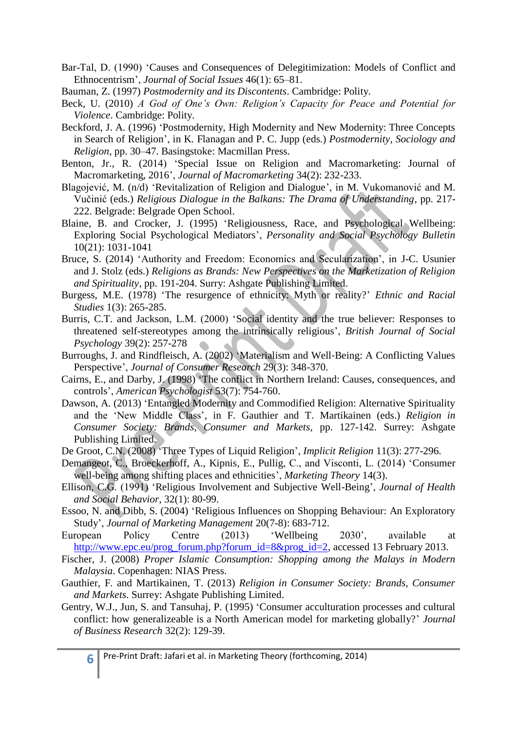Bar-Tal, D. (1990) 'Causes and Consequences of Delegitimization: Models of Conflict and Ethnocentrism', *Journal of Social Issues* 46(1): 65–81.

Bauman, Z. (1997) *Postmodernity and its Discontents*. Cambridge: Polity.

Beck, U. (2010) *A God of One's Own: Religion's Capacity for Peace and Potential for Violence*. Cambridge: Polity.

Beckford, J. A. (1996) 'Postmodernity, High Modernity and New Modernity: Three Concepts in Search of Religion', in K. Flanagan and P. C. Jupp (eds.) *Postmodernity, Sociology and Religion*, pp. 30–47. Basingstoke: Macmillan Press.

Benton, Jr., R. (2014) 'Special Issue on Religion and Macromarketing: Journal of Macromarketing, 2016', *Journal of Macromarketing* 34(2): 232-233.

Blagojević, M. (n/d) 'Revitalization of Religion and Dialogue', in M. Vukomanović and M. Vučinić (eds.) *Religious Dialogue in the Balkans: The Drama of Understanding*, pp. 217-222. Belgrade: Belgrade Open School.

Blaine, B. and Crocker, J. (1995) 'Religiousness, Race, and Psychological Wellbeing: Exploring Social Psychological Mediators', *Personality and Social Psychology Bulletin* 10(21): 1031-1041

Bruce, S. (2014) 'Authority and Freedom: Economics and Secularization', in J-C. Usunier and J. Stolz (eds.) *Religions as Brands: New Perspectives on the Marketization of Religion and Spirituality*, pp. 191-204. Surry: Ashgate Publishing Limited.

Burgess, M.E. (1978) 'The resurgence of ethnicity: Myth or reality?' *Ethnic and Racial Studies* 1(3): 265-285.

Burris, C.T. and Jackson, L.M. (2000) 'Social identity and the true believer: Responses to threatened self-stereotypes among the intrinsically religious', *British Journal of Social Psychology* 39(2): 257-278

Burroughs, J. and Rindfleisch, A. (2002) 'Materialism and Well-Being: A Conflicting Values Perspective', *Journal of Consumer Research* 29(3): 348-370.

Cairns, E., and Darby, J. (1998) 'The conflict in Northern Ireland: Causes, consequences, and controls', *American Psychologist* 53(7): 754-760.

Dawson, A. (2013) 'Entangled Modernity and Commodified Religion: Alternative Spirituality and the 'New Middle Class', in F. Gauthier and T. Martikainen (eds.) *Religion in Consumer Society: Brands, Consumer and Markets*, pp. 127-142. Surrey: Ashgate Publishing Limited.

De Groot, C.N. (2008) 'Three Types of Liquid Religion', *Implicit Religion* 11(3): 277-296.

Demangeot, C., Broeckerhoff, A., Kipnis, E., Pullig, C., and Visconti, L. (2014) 'Consumer well-being among shifting places and ethnicities', *Marketing Theory* 14(3).

Ellison, C.G. (1991) 'Religious Involvement and Subjective Well-Being', *Journal of Health and Social Behavior*, 32(1): 80-99.

Essoo, N. and Dibb, S. (2004) 'Religious Influences on Shopping Behaviour: An Exploratory Study', *Journal of Marketing Management* 20(7-8): 683-712.

European Policy Centre (2013) 'Wellbeing 2030', available at http://www.epc.eu/prog_forum.php?forum_id=8&prog_id=2, accessed 13 February 2013.

Fischer, J. (2008) *Proper Islamic Consumption: Shopping among the Malays in Modern Malaysia*. Copenhagen: NIAS Press.

Gauthier, F. and Martikainen, T. (2013) *Religion in Consumer Society: Brands, Consumer and Markets*. Surrey: Ashgate Publishing Limited.

Gentry, W.J., Jun, S. and Tansuhaj, P. (1995) 'Consumer acculturation processes and cultural conflict: how generalizeable is a North American model for marketing globally?' *Journal of Business Research* 32(2): 129-39.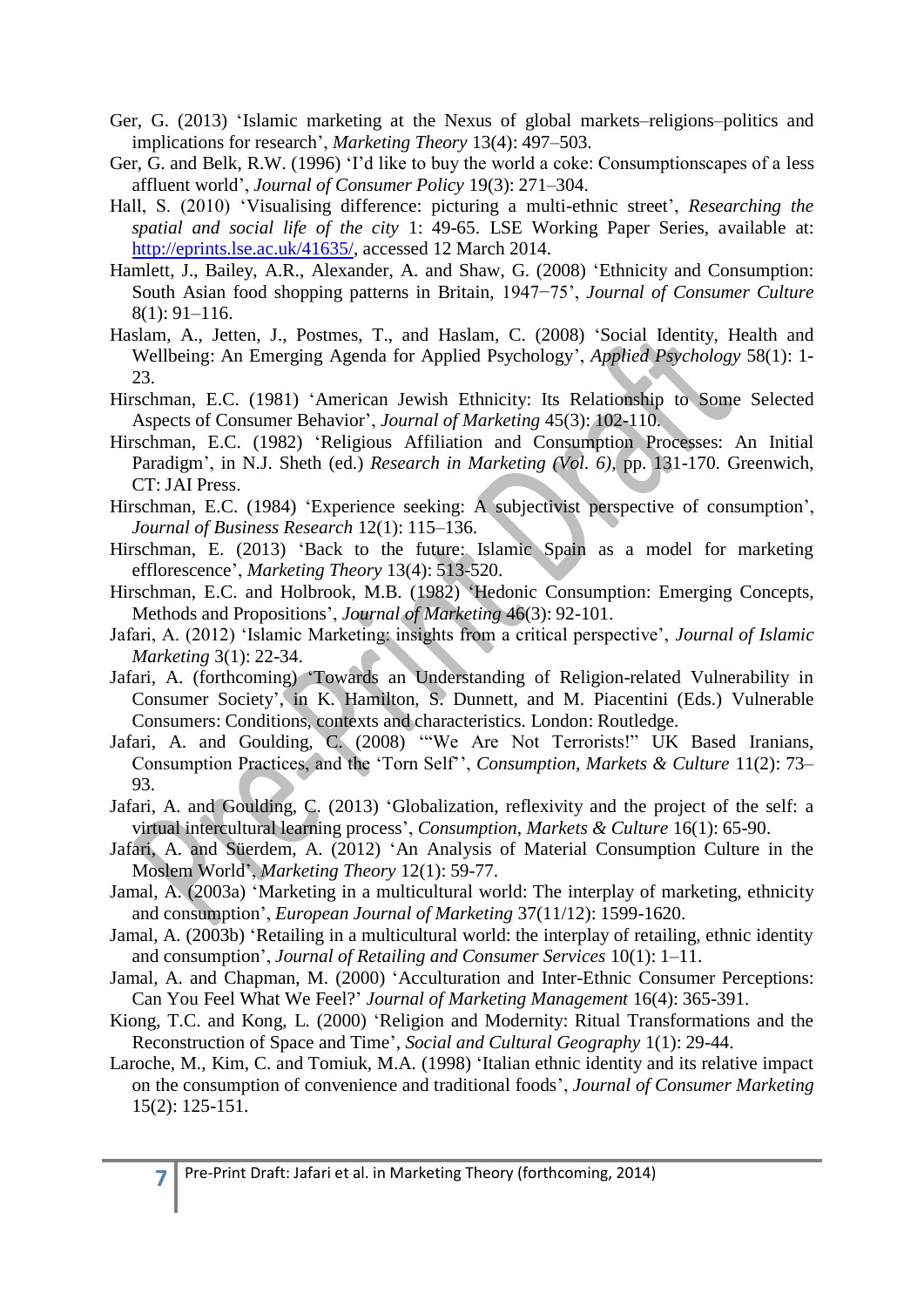Ger, G. (2013) 'Islamic marketing at the Nexus of global markets–religions–politics and implications for research', *Marketing Theory* 13(4): 497–503.

Ger, G. and Belk, R.W. (1996) 'I'd like to buy the world a coke: Consumptionscapes of a less affluent world', *Journal of Consumer Policy* 19(3): 271–304.

Hall, S. (2010) 'Visualising difference: picturing a multi-ethnic street', *Researching the spatial and social life of the city* 1: 49-65. LSE Working Paper Series, available at: http://eprints.lse.ac.uk/41635/, accessed 12 March 2014.

Hamlett, J., Bailey, A.R., Alexander, A. and Shaw, G. (2008) 'Ethnicity and Consumption: South Asian food shopping patterns in Britain, 1947−75', *Journal of Consumer Culture* 8(1): 91–116.

Haslam, A., Jetten, J., Postmes, T., and Haslam, C. (2008) 'Social Identity, Health and Wellbeing: An Emerging Agenda for Applied Psychology', *Applied Psychology* 58(1): 1-23.

Hirschman, E.C. (1981) 'American Jewish Ethnicity: Its Relationship to Some Selected Aspects of Consumer Behavior', *Journal of Marketing* 45(3): 102-110.

Hirschman, E.C. (1982) 'Religious Affiliation and Consumption Processes: An Initial Paradigm', in N.J. Sheth (ed.) *Research in Marketing (Vol. 6)*, pp. 131-170. Greenwich, CT: JAI Press.

Hirschman, E.C. (1984) 'Experience seeking: A subjectivist perspective of consumption', *Journal of Business Research* 12(1): 115–136.

Hirschman, E. (2013) 'Back to the future: Islamic Spain as a model for marketing efflorescence', *Marketing Theory* 13(4): 513-520.

Hirschman, E.C. and Holbrook, M.B. (1982) 'Hedonic Consumption: Emerging Concepts, Methods and Propositions', *Journal of Marketing* 46(3): 92-101.

Jafari, A. (2012) 'Islamic Marketing: insights from a critical perspective', *Journal of Islamic Marketing* 3(1): 22-34.

Jafari, A. (forthcoming) 'Towards an Understanding of Religion-related Vulnerability in Consumer Society', in K. Hamilton, S. Dunnett, and M. Piacentini (Eds.) Vulnerable Consumers: Conditions, contexts and characteristics. London: Routledge.

Jafari, A. and Goulding, C. (2008) '"We Are Not Terrorists!" UK Based Iranians, Consumption Practices, and the 'Torn Self'', *Consumption, Markets & Culture* 11(2): 73–93.

Jafari, A. and Goulding, C. (2013) 'Globalization, reflexivity and the project of the self: a virtual intercultural learning process', *Consumption, Markets & Culture* 16(1): 65-90.

Jafari, A. and Süerdem, A. (2012) 'An Analysis of Material Consumption Culture in the Moslem World', *Marketing Theory* 12(1): 59-77.

Jamal, A. (2003a) 'Marketing in a multicultural world: The interplay of marketing, ethnicity and consumption', *European Journal of Marketing* 37(11/12): 1599-1620.

Jamal, A. (2003b) 'Retailing in a multicultural world: the interplay of retailing, ethnic identity and consumption', *Journal of Retailing and Consumer Services* 10(1): 1–11.

Jamal, A. and Chapman, M. (2000) 'Acculturation and Inter-Ethnic Consumer Perceptions: Can You Feel What We Feel?' *Journal of Marketing Management* 16(4): 365-391.

Kiong, T.C. and Kong, L. (2000) 'Religion and Modernity: Ritual Transformations and the Reconstruction of Space and Time', *Social and Cultural Geography* 1(1): 29-44.

Laroche, M., Kim, C. and Tomiuk, M.A. (1998) 'Italian ethnic identity and its relative impact on the consumption of convenience and traditional foods', *Journal of Consumer Marketing* 15(2): 125-151.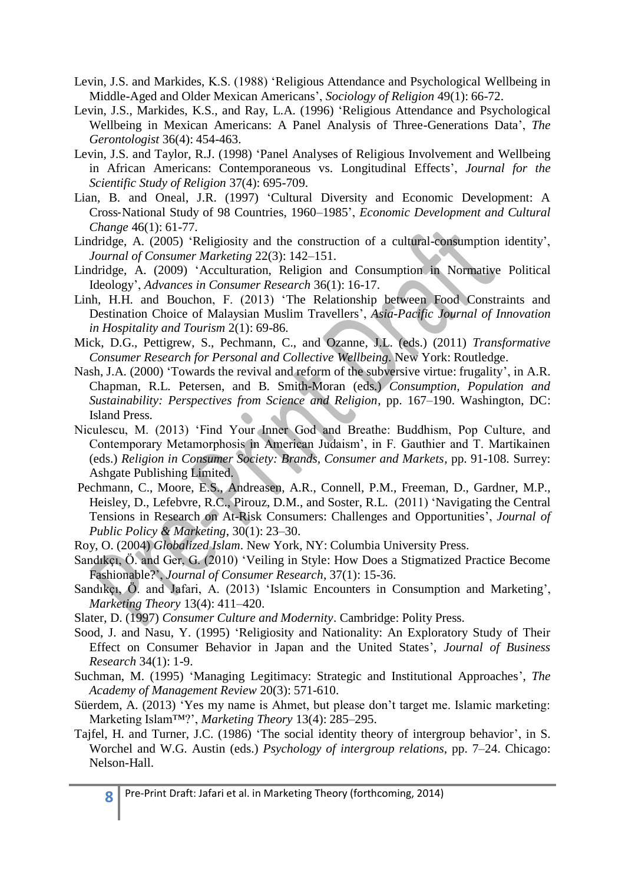Levin, J.S. and Markides, K.S. (1988) 'Religious Attendance and Psychological Wellbeing in Middle-Aged and Older Mexican Americans', *Sociology of Religion* 49(1): 66-72.

Levin, J.S., Markides, K.S., and Ray, L.A. (1996) 'Religious Attendance and Psychological Wellbeing in Mexican Americans: A Panel Analysis of Three-Generations Data', *The Gerontologist* 36(4): 454-463.

Levin, J.S. and Taylor, R.J. (1998) 'Panel Analyses of Religious Involvement and Wellbeing in African Americans: Contemporaneous vs. Longitudinal Effects', *Journal for the Scientific Study of Religion* 37(4): 695-709.

Lian, B. and Oneal, J.R. (1997) 'Cultural Diversity and Economic Development: A Cross-National Study of 98 Countries, 1960–1985', *Economic Development and Cultural Change* 46(1): 61-77.

Lindridge, A. (2005) 'Religiosity and the construction of a cultural-consumption identity', *Journal of Consumer Marketing* 22(3): 142–151.

Lindridge, A. (2009) 'Acculturation, Religion and Consumption in Normative Political Ideology', *Advances in Consumer Research* 36(1): 16-17.

Linh, H.H. and Bouchon, F. (2013) 'The Relationship between Food Constraints and Destination Choice of Malaysian Muslim Travellers', *Asia-Pacific Journal of Innovation in Hospitality and Tourism* 2(1): 69-86.

Mick, D.G., Pettigrew, S., Pechmann, C., and Ozanne, J.L. (eds.) (2011) *Transformative Consumer Research for Personal and Collective Wellbeing*. New York: Routledge.

Nash, J.A. (2000) 'Towards the revival and reform of the subversive virtue: frugality', in A.R. Chapman, R.L. Petersen, and B. Smith-Moran (eds.) *Consumption, Population and Sustainability: Perspectives from Science and Religion*, pp. 167–190. Washington, DC: Island Press.

Niculescu, M. (2013) 'Find Your Inner God and Breathe: Buddhism, Pop Culture, and Contemporary Metamorphosis in American Judaism', in F. Gauthier and T. Martikainen (eds.) *Religion in Consumer Society: Brands, Consumer and Markets*, pp. 91-108. Surrey: Ashgate Publishing Limited.

Pechmann, C., Moore, E.S., Andreasen, A.R., Connell, P.M., Freeman, D., Gardner, M.P., Heisley, D., Lefebvre, R.C., Pirouz, D.M., and Soster, R.L. (2011) 'Navigating the Central Tensions in Research on At-Risk Consumers: Challenges and Opportunities', *Journal of Public Policy & Marketing*, 30(1): 23–30.

Roy, O. (2004) *Globalized Islam*. New York, NY: Columbia University Press.

Sandıkçı, Ö. and Ger, G. (2010) 'Veiling in Style: How Does a Stigmatized Practice Become Fashionable?', *Journal of Consumer Research*, 37(1): 15-36.

Sandıkçı, Ö. and Jafari, A. (2013) 'Islamic Encounters in Consumption and Marketing', *Marketing Theory* 13(4): 411–420.

Slater, D. (1997) *Consumer Culture and Modernity*. Cambridge: Polity Press.

Sood, J. and Nasu, Y. (1995) 'Religiosity and Nationality: An Exploratory Study of Their Effect on Consumer Behavior in Japan and the United States', *Journal of Business Research* 34(1): 1-9.

Suchman, M. (1995) 'Managing Legitimacy: Strategic and Institutional Approaches', *The Academy of Management Review* 20(3): 571-610.

Süerdem, A. (2013) 'Yes my name is Ahmet, but please don't target me. Islamic marketing: Marketing Islam™?', *Marketing Theory* 13(4): 285–295.

Tajfel, H. and Turner, J.C. (1986) 'The social identity theory of intergroup behavior', in S. Worchel and W.G. Austin (eds.) *Psychology of intergroup relations*, pp. 7–24. Chicago: Nelson-Hall.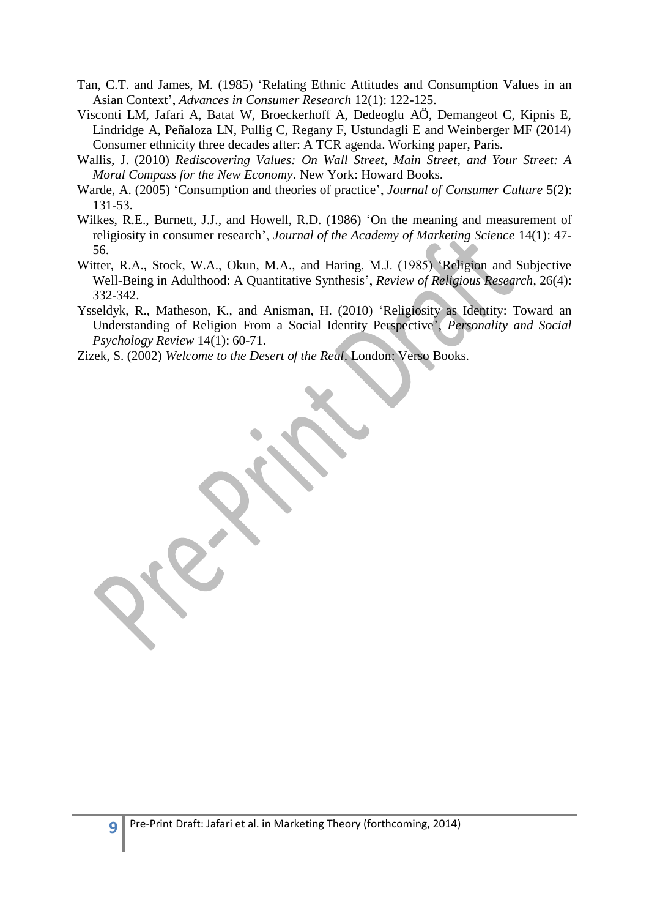Tan, C.T. and James, M. (1985) 'Relating Ethnic Attitudes and Consumption Values in an Asian Context', *Advances in Consumer Research* 12(1): 122-125.

Visconti LM, Jafari A, Batat W, Broeckerhoff A, Dedeoglu AÖ, Demangeot C, Kipnis E, Lindridge A, Peñaloza LN, Pullig C, Regany F, Ustundagli E and Weinberger MF (2014) Consumer ethnicity three decades after: A TCR agenda. Working paper, Paris.

Wallis, J. (2010) *Rediscovering Values: On Wall Street, Main Street, and Your Street: A Moral Compass for the New Economy*. New York: Howard Books.

Warde, A. (2005) 'Consumption and theories of practice', *Journal of Consumer Culture* 5(2): 131-53.

Wilkes, R.E., Burnett, J.J., and Howell, R.D. (1986) 'On the meaning and measurement of religiosity in consumer research', *Journal of the Academy of Marketing Science* 14(1): 47-56.

Witter, R.A., Stock, W.A., Okun, M.A., and Haring, M.J. (1985) 'Religion and Subjective Well-Being in Adulthood: A Quantitative Synthesis', *Review of Religious Research*, 26(4): 332-342.

Ysseldyk, R., Matheson, K., and Anisman, H. (2010) 'Religiosity as Identity: Toward an Understanding of Religion From a Social Identity Perspective', *Personality and Social Psychology Review* 14(1): 60-71.

Zizek, S. (2002) *Welcome to the Desert of the Real*. London: Verso Books.